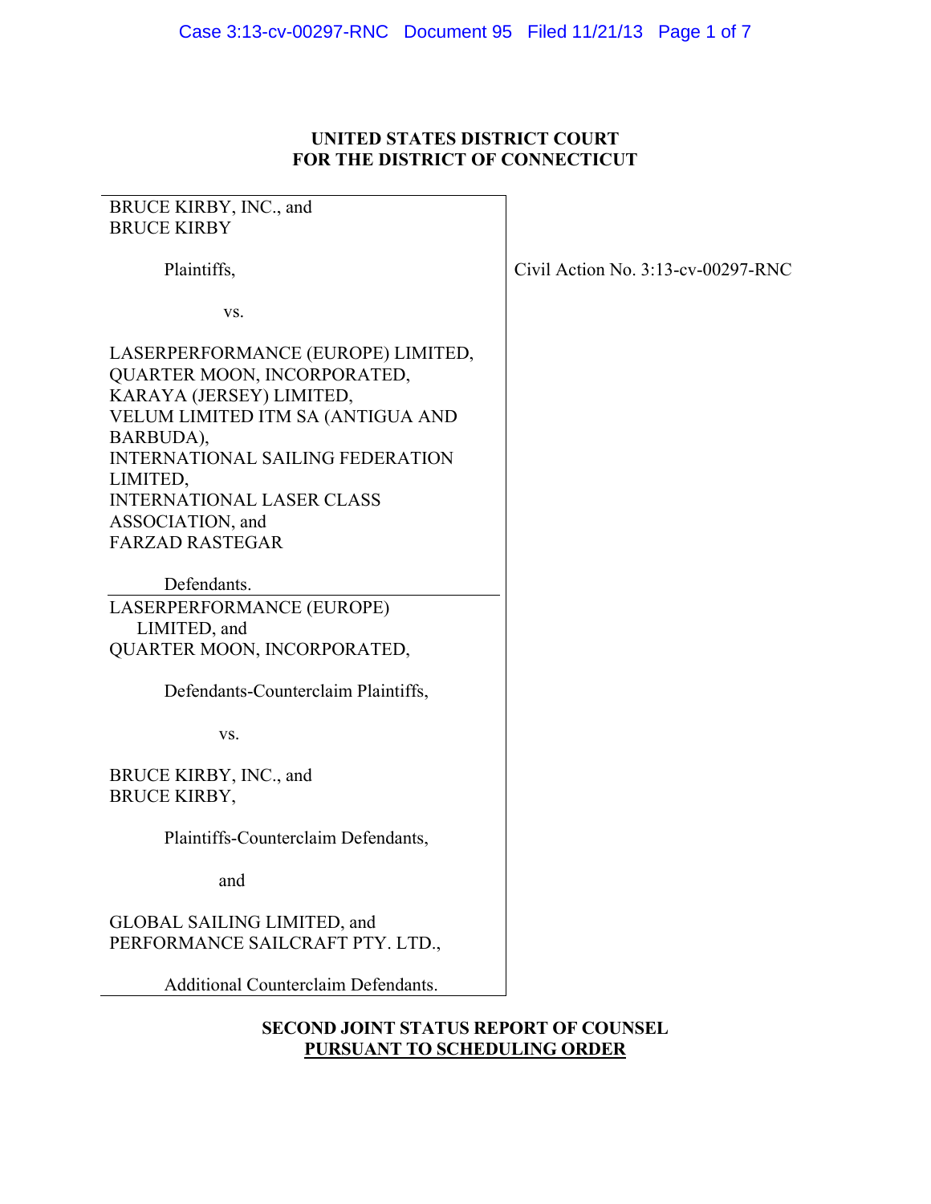**UNITED STATES DISTRICT COURT**
**FOR THE DISTRICT OF CONNECTICUT**

| | |
|---|---|
| BRUCE KIRBY, INC., and<br>BRUCE KIRBY<br><br>Plaintiffs,<br><br>vs.<br><br>LASERPERFORMANCE (EUROPE) LIMITED,<br>QUARTER MOON, INCORPORATED,<br>KARAYA (JERSEY) LIMITED,<br>VELUM LIMITED ITM SA (ANTIGUA AND BARBUDA),<br>INTERNATIONAL SAILING FEDERATION LIMITED,<br>INTERNATIONAL LASER CLASS ASSOCIATION, and<br>FARZAD RASTEGAR<br><br>Defendants. | Civil Action No. 3:13-cv-00297-RNC |
| LASERPERFORMANCE (EUROPE) LIMITED, and<br>QUARTER MOON, INCORPORATED,<br><br>Defendants-Counterclaim Plaintiffs,<br><br>vs.<br><br>BRUCE KIRBY, INC., and<br>BRUCE KIRBY,<br><br>Plaintiffs-Counterclaim Defendants,<br><br>and<br><br>GLOBAL SAILING LIMITED, and<br>PERFORMANCE SAILCRAFT PTY. LTD.,<br><br>Additional Counterclaim Defendants. | |

**SECOND JOINT STATUS REPORT OF COUNSEL**
**PURSUANT TO SCHEDULING ORDER**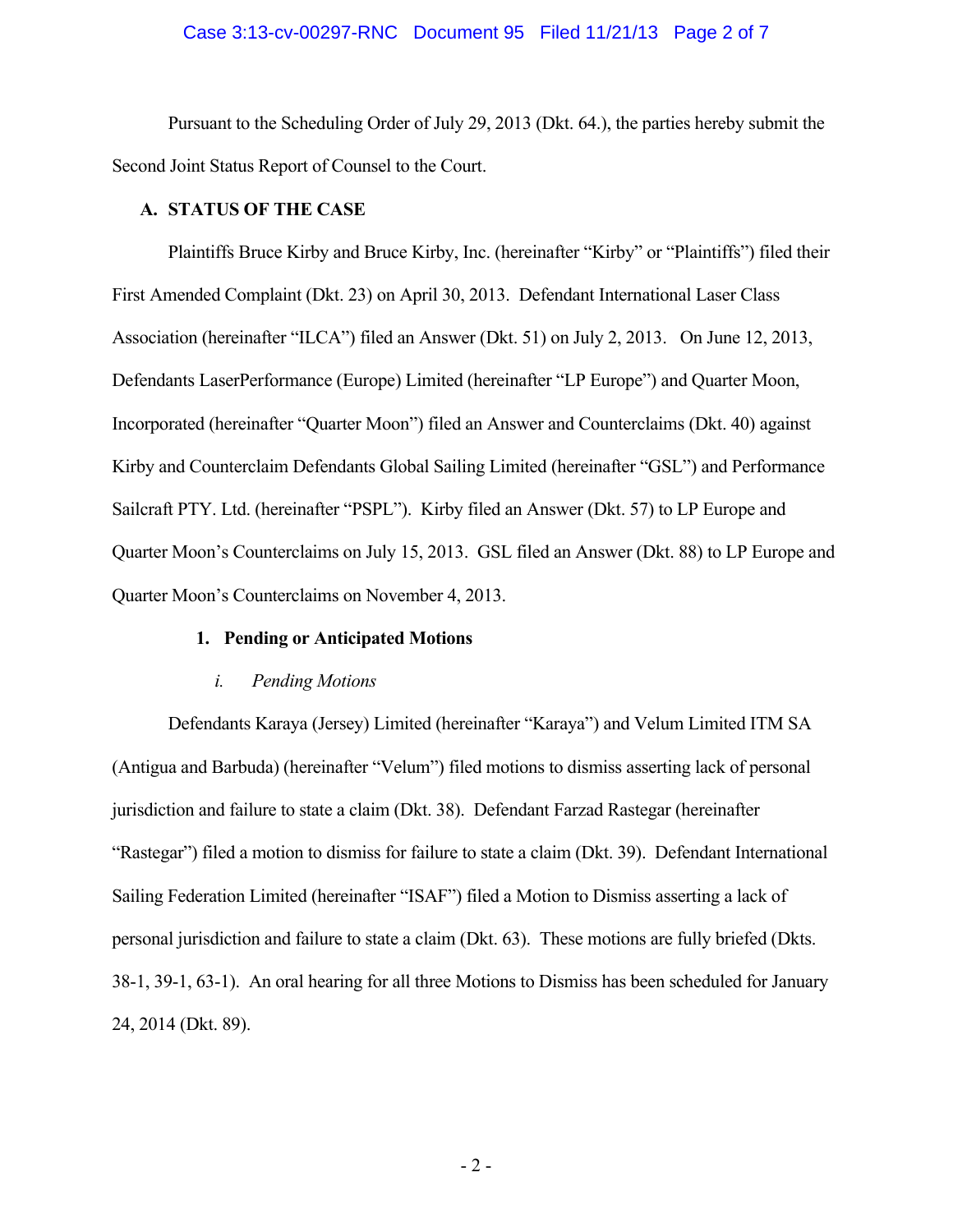Pursuant to the Scheduling Order of July 29, 2013 (Dkt. 64.), the parties hereby submit the Second Joint Status Report of Counsel to the Court.

## A. STATUS OF THE CASE

Plaintiffs Bruce Kirby and Bruce Kirby, Inc. (hereinafter "Kirby" or "Plaintiffs") filed their First Amended Complaint (Dkt. 23) on April 30, 2013. Defendant International Laser Class Association (hereinafter "ILCA") filed an Answer (Dkt. 51) on July 2, 2013. On June 12, 2013, Defendants LaserPerformance (Europe) Limited (hereinafter "LP Europe") and Quarter Moon, Incorporated (hereinafter "Quarter Moon") filed an Answer and Counterclaims (Dkt. 40) against Kirby and Counterclaim Defendants Global Sailing Limited (hereinafter "GSL") and Performance Sailcraft PTY. Ltd. (hereinafter "PSPL"). Kirby filed an Answer (Dkt. 57) to LP Europe and Quarter Moon's Counterclaims on July 15, 2013. GSL filed an Answer (Dkt. 88) to LP Europe and Quarter Moon's Counterclaims on November 4, 2013.

### 1. Pending or Anticipated Motions

#### *i. Pending Motions*

Defendants Karaya (Jersey) Limited (hereinafter "Karaya") and Velum Limited ITM SA (Antigua and Barbuda) (hereinafter "Velum") filed motions to dismiss asserting lack of personal jurisdiction and failure to state a claim (Dkt. 38). Defendant Farzad Rastegar (hereinafter "Rastegar") filed a motion to dismiss for failure to state a claim (Dkt. 39). Defendant International Sailing Federation Limited (hereinafter "ISAF") filed a Motion to Dismiss asserting a lack of personal jurisdiction and failure to state a claim (Dkt. 63). These motions are fully briefed (Dkts. 38-1, 39-1, 63-1). An oral hearing for all three Motions to Dismiss has been scheduled for January 24, 2014 (Dkt. 89).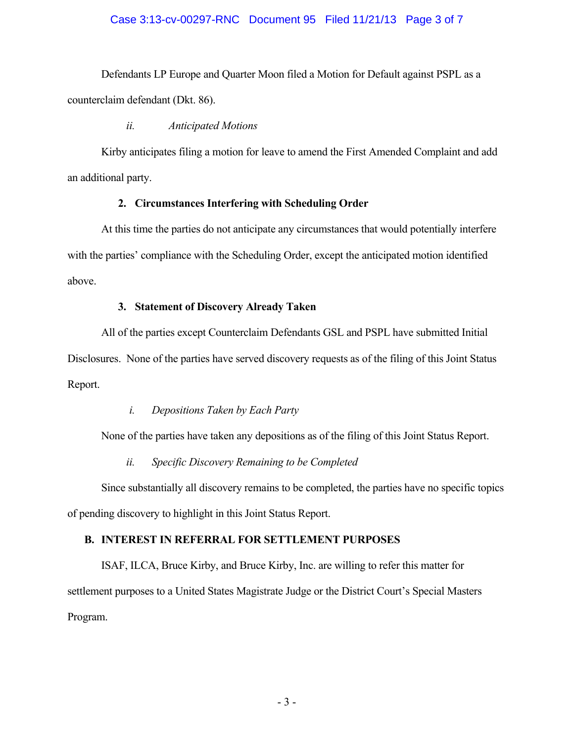Defendants LP Europe and Quarter Moon filed a Motion for Default against PSPL as a counterclaim defendant (Dkt. 86).

*ii. Anticipated Motions*

Kirby anticipates filing a motion for leave to amend the First Amended Complaint and add an additional party.

**2. Circumstances Interfering with Scheduling Order**

At this time the parties do not anticipate any circumstances that would potentially interfere with the parties' compliance with the Scheduling Order, except the anticipated motion identified above.

**3. Statement of Discovery Already Taken**

All of the parties except Counterclaim Defendants GSL and PSPL have submitted Initial Disclosures. None of the parties have served discovery requests as of the filing of this Joint Status Report.

*i. Depositions Taken by Each Party*

None of the parties have taken any depositions as of the filing of this Joint Status Report.

*ii. Specific Discovery Remaining to be Completed*

Since substantially all discovery remains to be completed, the parties have no specific topics of pending discovery to highlight in this Joint Status Report.

## B. INTEREST IN REFERRAL FOR SETTLEMENT PURPOSES

ISAF, ILCA, Bruce Kirby, and Bruce Kirby, Inc. are willing to refer this matter for settlement purposes to a United States Magistrate Judge or the District Court's Special Masters Program.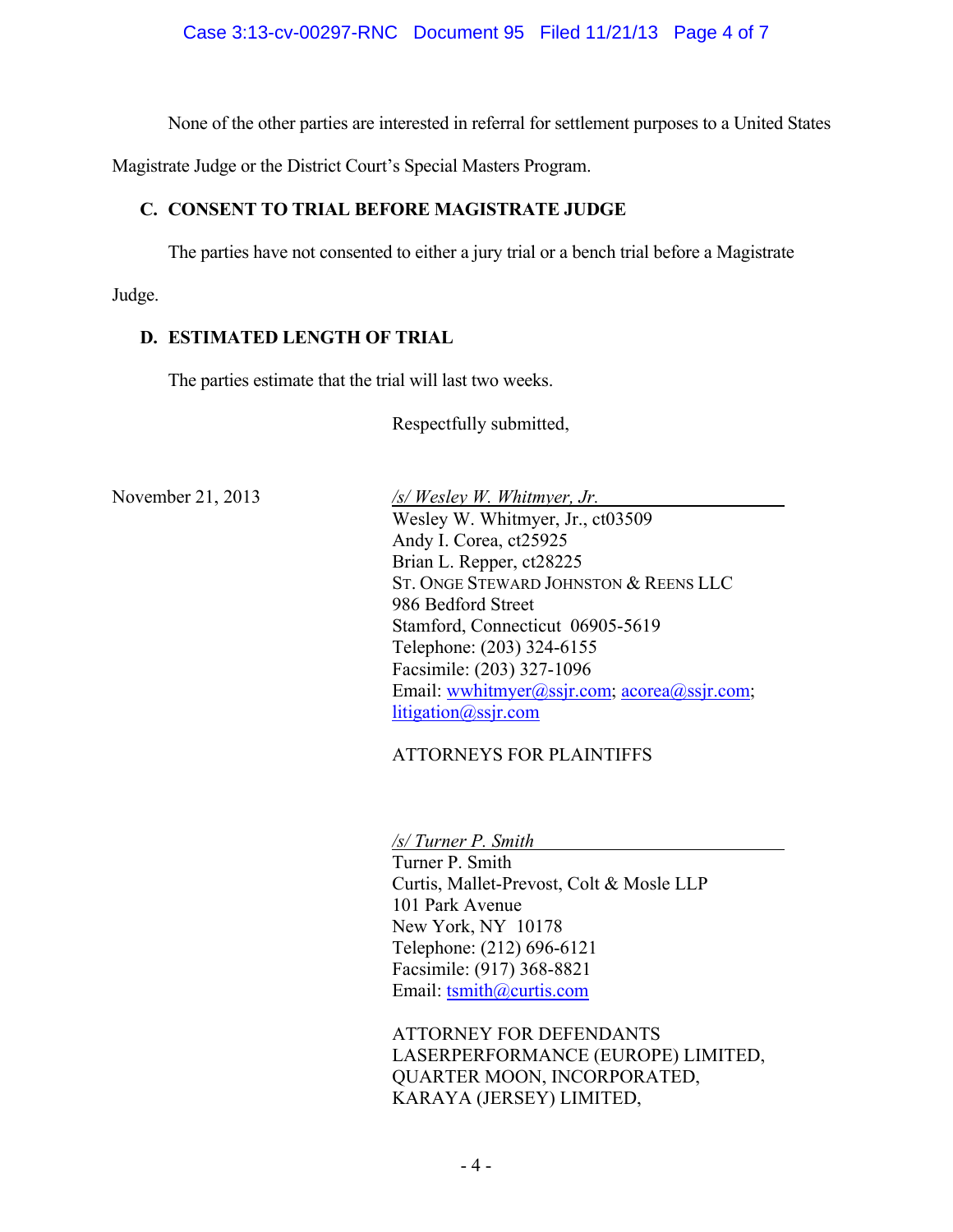None of the other parties are interested in referral for settlement purposes to a United States Magistrate Judge or the District Court's Special Masters Program.

### C. CONSENT TO TRIAL BEFORE MAGISTRATE JUDGE

The parties have not consented to either a jury trial or a bench trial before a Magistrate Judge.

### D. ESTIMATED LENGTH OF TRIAL

The parties estimate that the trial will last two weeks.

Respectfully submitted,

November 21, 2013

*/s/ Wesley W. Whitmyer, Jr.*
Wesley W. Whitmyer, Jr., ct03509
Andy I. Corea, ct25925
Brian L. Repper, ct28225
ST. ONGE STEWARD JOHNSTON & REENS LLC
986 Bedford Street
Stamford, Connecticut 06905-5619
Telephone: (203) 324-6155
Facsimile: (203) 327-1096
Email: wwhitmyer@ssjr.com; acorea@ssjr.com; litigation@ssjr.com

ATTORNEYS FOR PLAINTIFFS

*/s/ Turner P. Smith*
Turner P. Smith
Curtis, Mallet-Prevost, Colt & Mosle LLP
101 Park Avenue
New York, NY 10178
Telephone: (212) 696-6121
Facsimile: (917) 368-8821
Email: tsmith@curtis.com

ATTORNEY FOR DEFENDANTS
LASERPERFORMANCE (EUROPE) LIMITED,
QUARTER MOON, INCORPORATED,
KARAYA (JERSEY) LIMITED,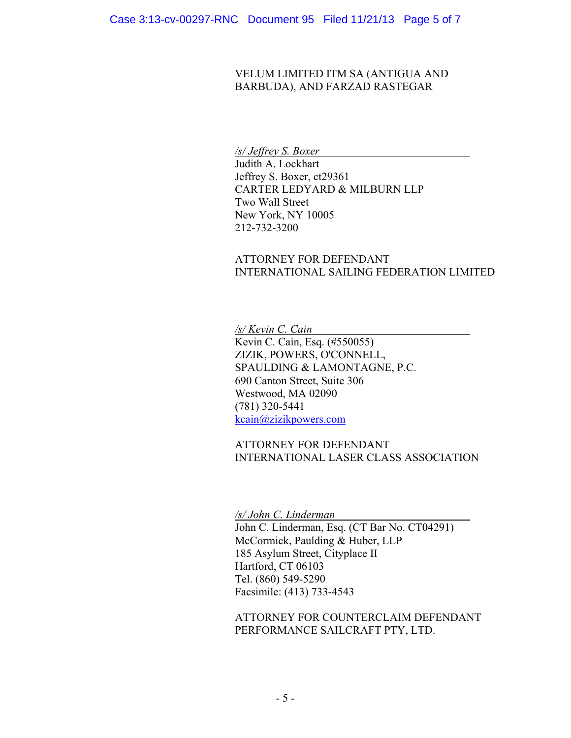VELUM LIMITED ITM SA (ANTIGUA AND BARBUDA), AND FARZAD RASTEGAR

*/s/ Jeffrey S. Boxer*
Judith A. Lockhart
Jeffrey S. Boxer, ct29361
CARTER LEDYARD & MILBURN LLP
Two Wall Street
New York, NY 10005
212-732-3200

ATTORNEY FOR DEFENDANT
INTERNATIONAL SAILING FEDERATION LIMITED

*/s/ Kevin C. Cain*
Kevin C. Cain, Esq. (#550055)
ZIZIK, POWERS, O'CONNELL,
SPAULDING & LAMONTAGNE, P.C.
690 Canton Street, Suite 306
Westwood, MA 02090
(781) 320-5441
kcain@zizikpowers.com

ATTORNEY FOR DEFENDANT
INTERNATIONAL LASER CLASS ASSOCIATION

*/s/ John C. Linderman*
John C. Linderman, Esq. (CT Bar No. CT04291)
McCormick, Paulding & Huber, LLP
185 Asylum Street, Cityplace II
Hartford, CT 06103
Tel. (860) 549-5290
Facsimile: (413) 733-4543

ATTORNEY FOR COUNTERCLAIM DEFENDANT
PERFORMANCE SAILCRAFT PTY, LTD.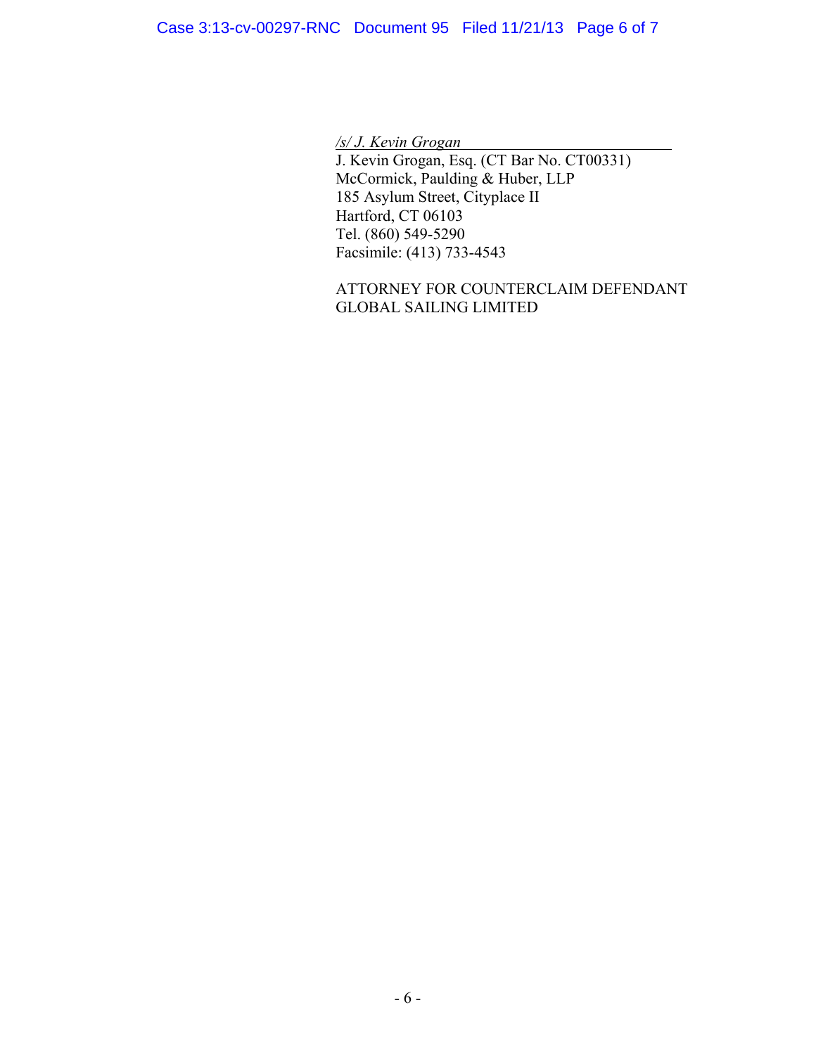*/s/ J. Kevin Grogan*

J. Kevin Grogan, Esq. (CT Bar No. CT00331)
McCormick, Paulding & Huber, LLP
185 Asylum Street, Cityplace II
Hartford, CT 06103
Tel. (860) 549-5290
Facsimile: (413) 733-4543

ATTORNEY FOR COUNTERCLAIM DEFENDANT
GLOBAL SAILING LIMITED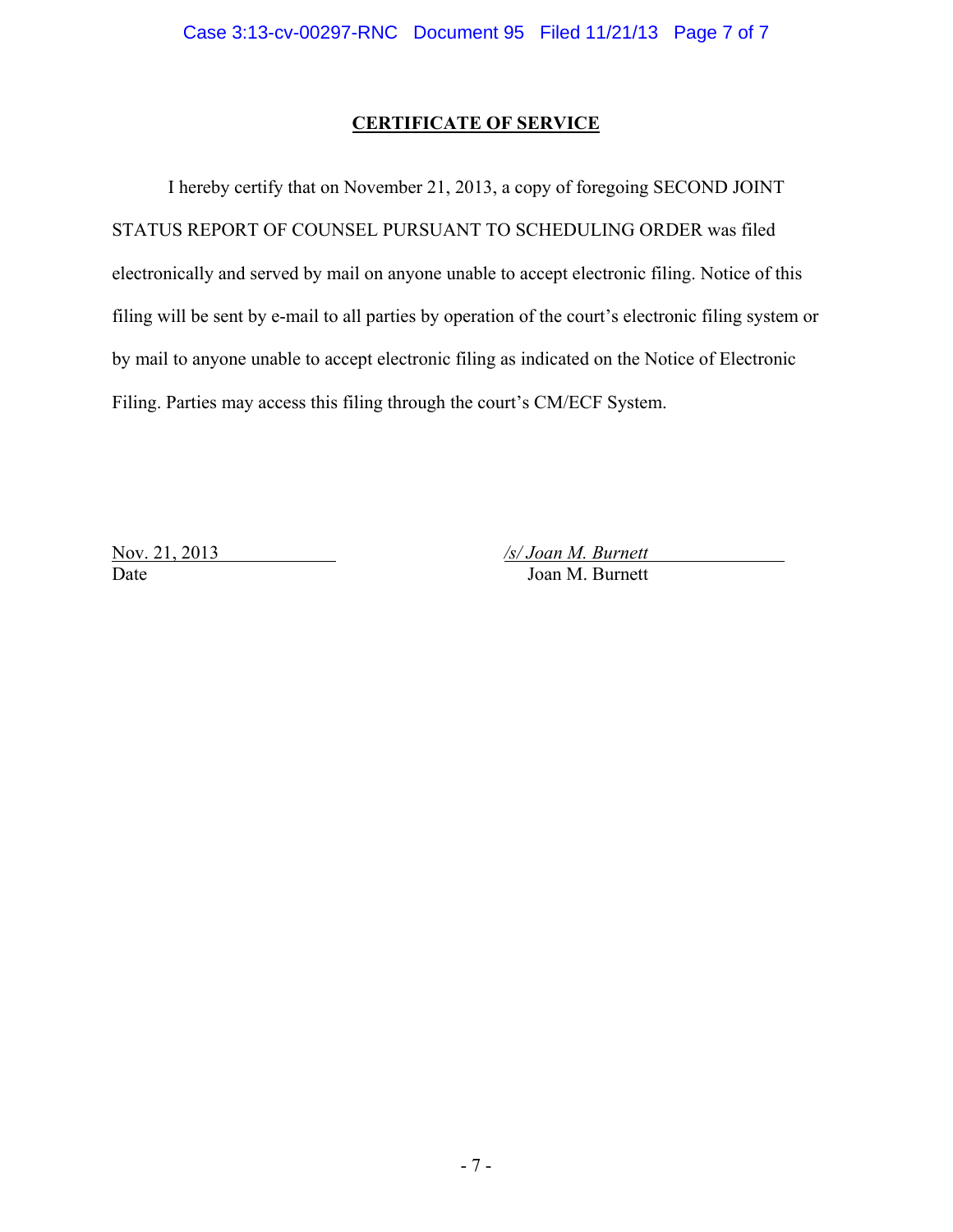# CERTIFICATE OF SERVICE

I hereby certify that on November 21, 2013, a copy of foregoing SECOND JOINT STATUS REPORT OF COUNSEL PURSUANT TO SCHEDULING ORDER was filed electronically and served by mail on anyone unable to accept electronic filing. Notice of this filing will be sent by e-mail to all parties by operation of the court's electronic filing system or by mail to anyone unable to accept electronic filing as indicated on the Notice of Electronic Filing. Parties may access this filing through the court's CM/ECF System.

Nov. 21, 2013
Date

*/s/ Joan M. Burnett*
Joan M. Burnett